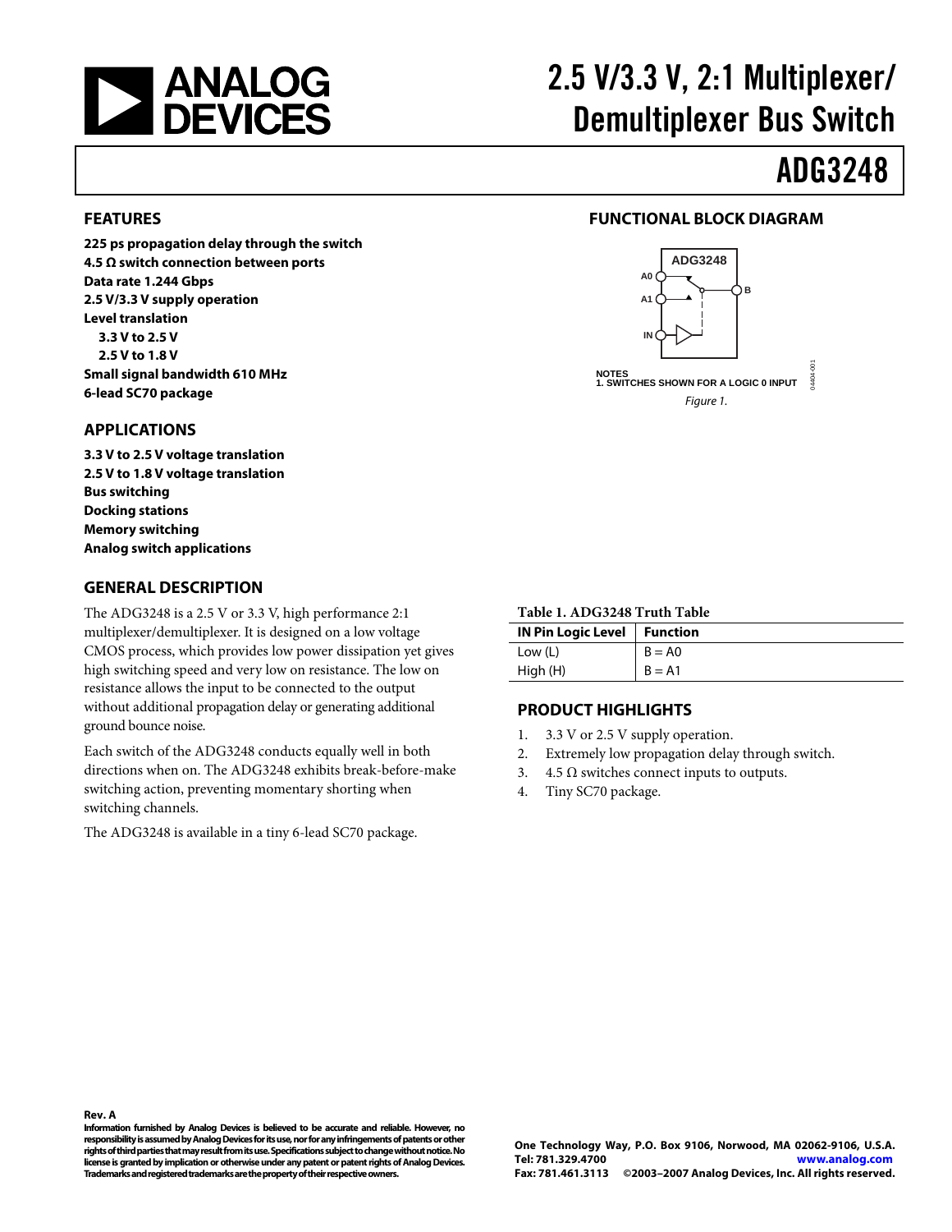# 2.5 V/3.3 V, 2:1 Multiplexer/ Demultiplexer Bus Switch

# ADG3248

## FEATURES

**225 ps propagation delay through the switch**
**4.5 Ω switch connection between ports**
**Data rate 1.244 Gbps**
**2.5 V/3.3 V supply operation**
**Level translation**
- **3.3 V to 2.5 V**
- **2.5 V to 1.8 V**

**Small signal bandwidth 610 MHz**
**6-lead SC70 package**

## APPLICATIONS

**3.3 V to 2.5 V voltage translation**
**2.5 V to 1.8 V voltage translation**
**Bus switching**
**Docking stations**
**Memory switching**
**Analog switch applications**

## FUNCTIONAL BLOCK DIAGRAM

NOTES
1. SWITCHES SHOWN FOR A LOGIC 0 INPUT

*Figure 1.*

## GENERAL DESCRIPTION

The ADG3248 is a 2.5 V or 3.3 V, high performance 2:1 multiplexer/demultiplexer. It is designed on a low voltage CMOS process, which provides low power dissipation yet gives high switching speed and very low on resistance. The low on resistance allows the input to be connected to the output without additional propagation delay or generating additional ground bounce noise.

Each switch of the ADG3248 conducts equally well in both directions when on. The ADG3248 exhibits break-before-make switching action, preventing momentary shorting when switching channels.

The ADG3248 is available in a tiny 6-lead SC70 package.

**Table 1. ADG3248 Truth Table**

| IN Pin Logic Level | Function |
|---|---|
| Low (L) | B = A0 |
| High (H) | B = A1 |

## PRODUCT HIGHLIGHTS

1. 3.3 V or 2.5 V supply operation.
2. Extremely low propagation delay through switch.
3. 4.5 Ω switches connect inputs to outputs.
4. Tiny SC70 package.

**Rev. A**

**Information furnished by Analog Devices is believed to be accurate and reliable. However, no responsibility is assumed by Analog Devices for its use, nor for any infringements of patents or other rights of third parties that may result from its use. Specifications subject to change without notice. No license is granted by implication or otherwise under any patent or patent rights of Analog Devices. Trademarks and registered trademarks are the property of their respective owners.**

**One Technology Way, P.O. Box 9106, Norwood, MA 02062-9106, U.S.A.**
**Tel: 781.329.4700 www.analog.com**
**Fax: 781.461.3113 ©2003–2007 Analog Devices, Inc. All rights reserved.**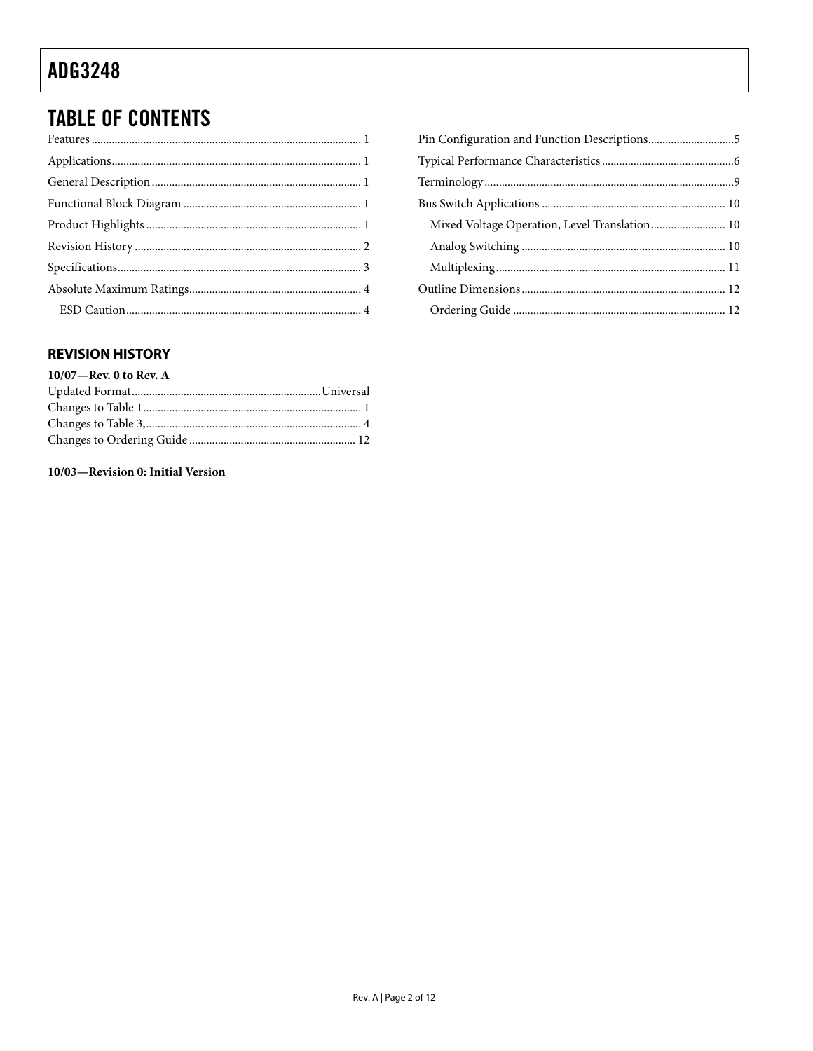## TABLE OF CONTENTS

Features ........................................................ 1
Applications ........................................................ 1
General Description ........................................................ 1
Functional Block Diagram ........................................................ 1
Product Highlights ........................................................ 1
Revision History ........................................................ 2
Specifications ........................................................ 3
Absolute Maximum Ratings ........................................................ 4
  ESD Caution ........................................................ 4
Pin Configuration and Function Descriptions ........................................................ 5
Typical Performance Characteristics ........................................................ 6
Terminology ........................................................ 9
Bus Switch Applications ........................................................ 10
  Mixed Voltage Operation, Level Translation ........................................................ 10
  Analog Switching ........................................................ 10
  Multiplexing ........................................................ 11
Outline Dimensions ........................................................ 12
  Ordering Guide ........................................................ 12

### REVISION HISTORY

**10/07—Rev. 0 to Rev. A**

Updated Format ........................................................ Universal
Changes to Table 1 ........................................................ 1
Changes to Table 3, ........................................................ 4
Changes to Ordering Guide ........................................................ 12

**10/03—Revision 0: Initial Version**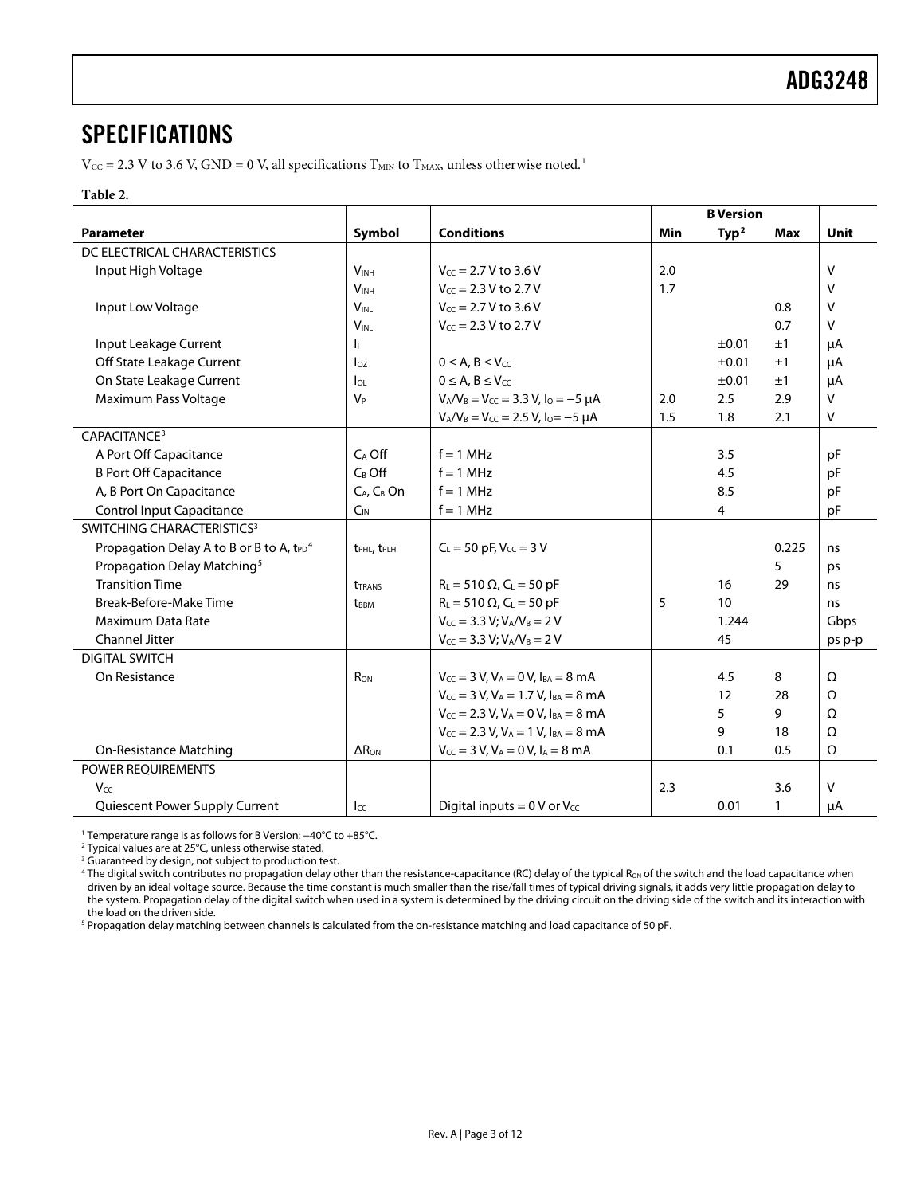## SPECIFICATIONS

$V_{CC}$ = 2.3 V to 3.6 V, GND = 0 V, all specifications $T_{MIN}$ to $T_{MAX}$, unless otherwise noted.[1]

**Table 2.**

| Parameter | Symbol | Conditions | B Version | | | Unit |
|---|---|---|---|---|---|---|
| | | | Min | Typ[2] | Max | |
| DC ELECTRICAL CHARACTERISTICS | | | | | | |
| Input High Voltage | $V_{INH}$ | $V_{CC}$ = 2.7 V to 3.6 V | 2.0 | | | V |
| | $V_{INH}$ | $V_{CC}$ = 2.3 V to 2.7 V | 1.7 | | | V |
| Input Low Voltage | $V_{INL}$ | $V_{CC}$ = 2.7 V to 3.6 V | | | 0.8 | V |
| | $V_{INL}$ | $V_{CC}$ = 2.3 V to 2.7 V | | | 0.7 | V |
| Input Leakage Current | $I_I$ | | | ±0.01 | ±1 | μA |
| Off State Leakage Current | $I_{OZ}$ | 0 ≤ A, B ≤ $V_{CC}$ | | ±0.01 | ±1 | μA |
| On State Leakage Current | $I_{OL}$ | 0 ≤ A, B ≤ $V_{CC}$ | | ±0.01 | ±1 | μA |
| Maximum Pass Voltage | $V_P$ | $V_A/V_B = V_{CC}$ = 3.3 V, $I_O$ = −5 μA | 2.0 | 2.5 | 2.9 | V |
| | | $V_A/V_B = V_{CC}$ = 2.5 V, $I_O$ = −5 μA | 1.5 | 1.8 | 2.1 | V |
| CAPACITANCE[3] | | | | | | |
| A Port Off Capacitance | $C_A$ Off | f = 1 MHz | | 3.5 | | pF |
| B Port Off Capacitance | $C_B$ Off | f = 1 MHz | | 4.5 | | pF |
| A, B Port On Capacitance | $C_A$, $C_B$ On | f = 1 MHz | | 8.5 | | pF |
| Control Input Capacitance | $C_{IN}$ | f = 1 MHz | | 4 | | pF |
| SWITCHING CHARACTERISTICS[3] | | | | | | |
| Propagation Delay A to B or B to A, $t_{PD}$[4] | $t_{PHL}$, $t_{PLH}$ | $C_L$ = 50 pF, $V_{CC}$ = 3 V | | | 0.225 | ns |
| Propagation Delay Matching[5] | | | | | 5 | ps |
| Transition Time | $t_{TRANS}$ | $R_L$ = 510 Ω, $C_L$ = 50 pF | | 16 | 29 | ns |
| Break-Before-Make Time | $t_{BBM}$ | $R_L$ = 510 Ω, $C_L$ = 50 pF | 5 | 10 | | ns |
| Maximum Data Rate | | $V_{CC}$ = 3.3 V; $V_A/V_B$ = 2 V | | 1.244 | | Gbps |
| Channel Jitter | | $V_{CC}$ = 3.3 V; $V_A/V_B$ = 2 V | | 45 | | ps p-p |
| DIGITAL SWITCH | | | | | | |
| On Resistance | $R_{ON}$ | $V_{CC}$ = 3 V, $V_A$ = 0 V, $I_{BA}$ = 8 mA | | 4.5 | 8 | Ω |
| | | $V_{CC}$ = 3 V, $V_A$ = 1.7 V, $I_{BA}$ = 8 mA | | 12 | 28 | Ω |
| | | $V_{CC}$ = 2.3 V, $V_A$ = 0 V, $I_{BA}$ = 8 mA | | 5 | 9 | Ω |
| | | $V_{CC}$ = 2.3 V, $V_A$ = 1 V, $I_{BA}$ = 8 mA | | 9 | 18 | Ω |
| On-Resistance Matching | $\Delta R_{ON}$ | $V_{CC}$ = 3 V, $V_A$ = 0 V, $I_A$ = 8 mA | | 0.1 | 0.5 | Ω |
| POWER REQUIREMENTS | | | | | | |
| $V_{CC}$ | | | 2.3 | | 3.6 | V |
| Quiescent Power Supply Current | $I_{CC}$ | Digital inputs = 0 V or $V_{CC}$ | | 0.01 | 1 | μA |

[1] Temperature range is as follows for B Version: −40°C to +85°C.
[2] Typical values are at 25°C, unless otherwise stated.
[3] Guaranteed by design, not subject to production test.
[4] The digital switch contributes no propagation delay other than the resistance-capacitance (RC) delay of the typical $R_{ON}$ of the switch and the load capacitance when driven by an ideal voltage source. Because the time constant is much smaller than the rise/fall times of typical driving signals, it adds very little propagation delay to the system. Propagation delay of the digital switch when used in a system is determined by the driving circuit on the driving side of the switch and its interaction with the load on the driven side.
[5] Propagation delay matching between channels is calculated from the on-resistance matching and load capacitance of 50 pF.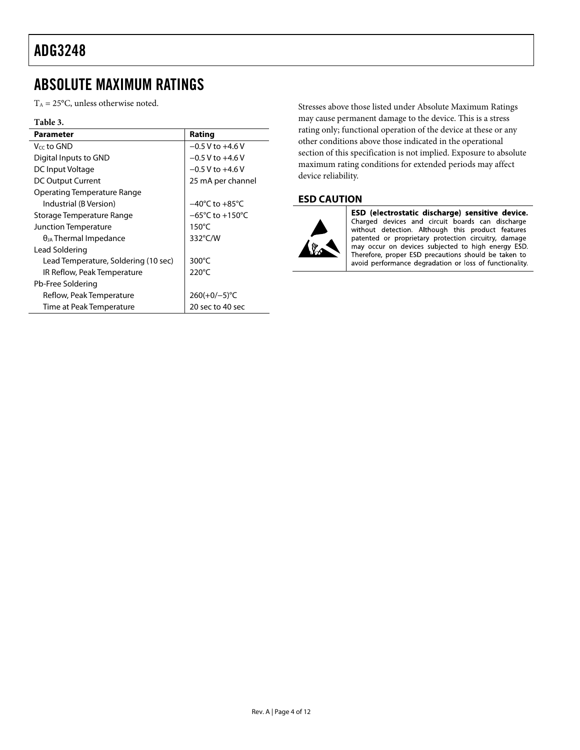## ABSOLUTE MAXIMUM RATINGS

$T_A$ = 25°C, unless otherwise noted.

**Table 3.**

| Parameter | Rating |
|---|---|
| $V_{CC}$ to GND | −0.5 V to +4.6 V |
| Digital Inputs to GND | −0.5 V to +4.6 V |
| DC Input Voltage | −0.5 V to +4.6 V |
| DC Output Current | 25 mA per channel |
| Operating Temperature Range | |
| Industrial (B Version) | −40°C to +85°C |
| Storage Temperature Range | −65°C to +150°C |
| Junction Temperature | 150°C |
| $\theta_{JA}$ Thermal Impedance | 332°C/W |
| Lead Soldering | |
| Lead Temperature, Soldering (10 sec) | 300°C |
| IR Reflow, Peak Temperature | 220°C |
| Pb-Free Soldering | |
| Reflow, Peak Temperature | 260(+0/−5)°C |
| Time at Peak Temperature | 20 sec to 40 sec |

Stresses above those listed under Absolute Maximum Ratings may cause permanent damage to the device. This is a stress rating only; functional operation of the device at these or any other conditions above those indicated in the operational section of this specification is not implied. Exposure to absolute maximum rating conditions for extended periods may affect device reliability.

### ESD CAUTION

**ESD (electrostatic discharge) sensitive device.** Charged devices and circuit boards can discharge without detection. Although this product features patented or proprietary protection circuitry, damage may occur on devices subjected to high energy ESD. Therefore, proper ESD precautions should be taken to avoid performance degradation or loss of functionality.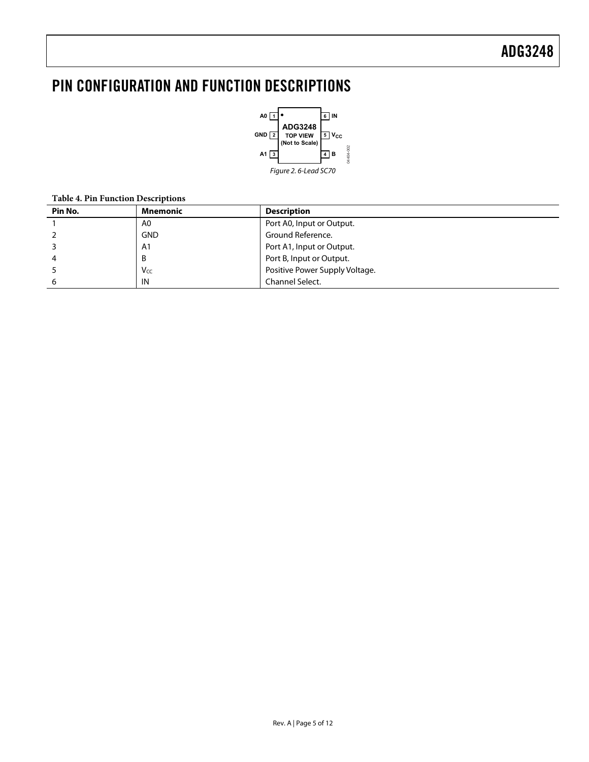# PIN CONFIGURATION AND FUNCTION DESCRIPTIONS

Figure 2. 6-Lead SC70

**Table 4. Pin Function Descriptions**

| Pin No. | Mnemonic | Description |
|---|---|---|
| 1 | A0 | Port A0, Input or Output. |
| 2 | GND | Ground Reference. |
| 3 | A1 | Port A1, Input or Output. |
| 4 | B | Port B, Input or Output. |
| 5 | $V_{CC}$ | Positive Power Supply Voltage. |
| 6 | IN | Channel Select. |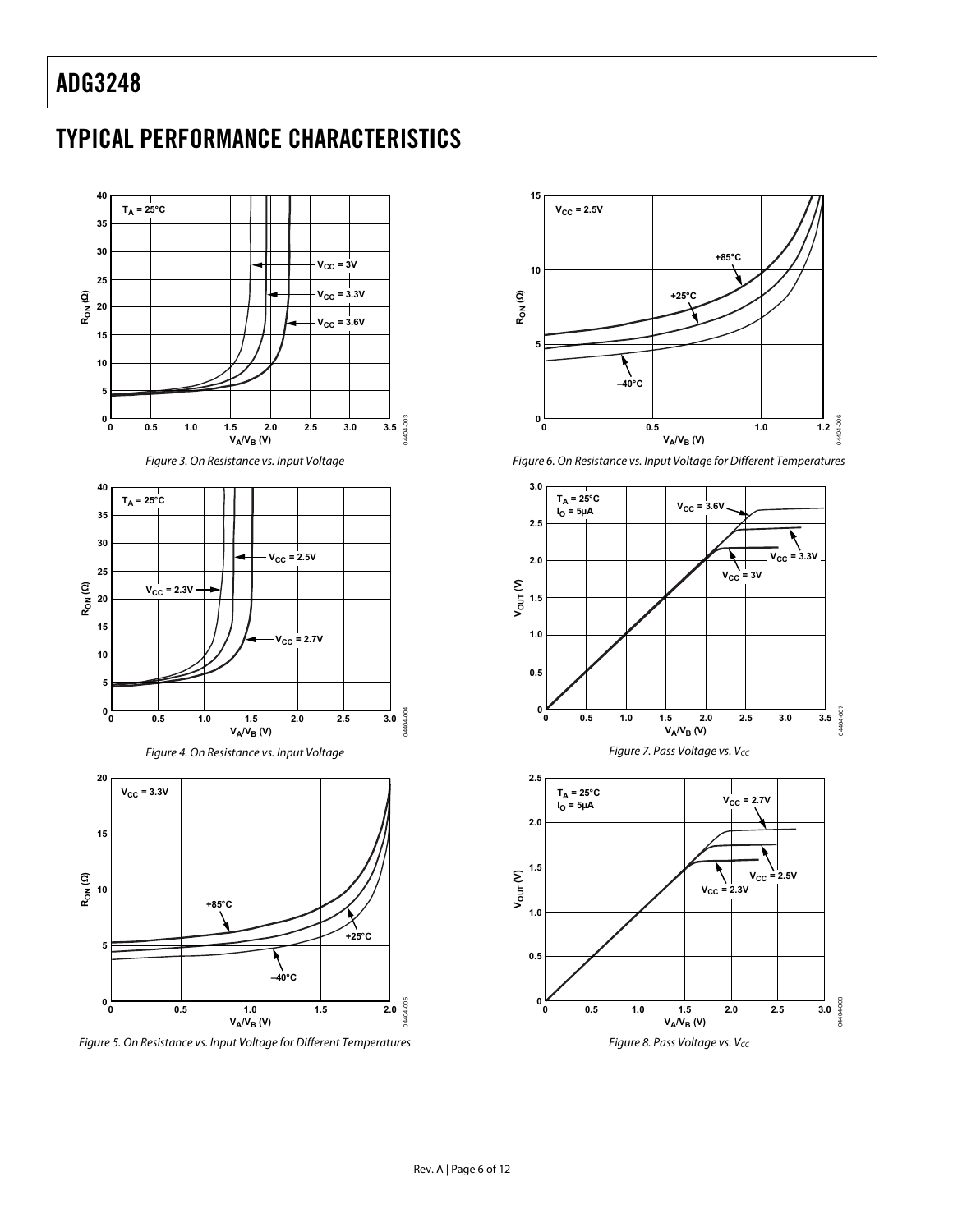## TYPICAL PERFORMANCE CHARACTERISTICS

Figure 3. On Resistance vs. Input Voltage

Figure 4. On Resistance vs. Input Voltage

Figure 5. On Resistance vs. Input Voltage for Different Temperatures

Figure 6. On Resistance vs. Input Voltage for Different Temperatures

Figure 7. Pass Voltage vs. $V_{CC}$

Figure 8. Pass Voltage vs. $V_{CC}$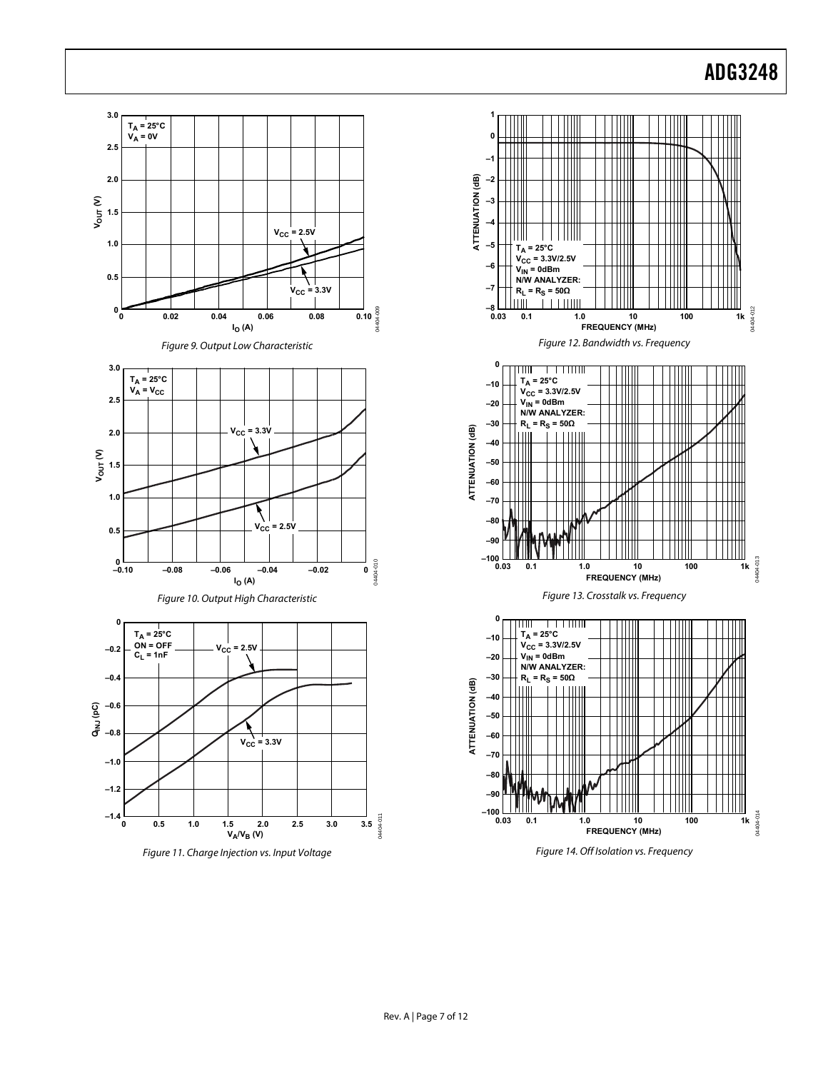Figure 9. Output Low Characteristic

Figure 10. Output High Characteristic

Figure 11. Charge Injection vs. Input Voltage

Figure 12. Bandwidth vs. Frequency

Figure 13. Crosstalk vs. Frequency

Figure 14. Off Isolation vs. Frequency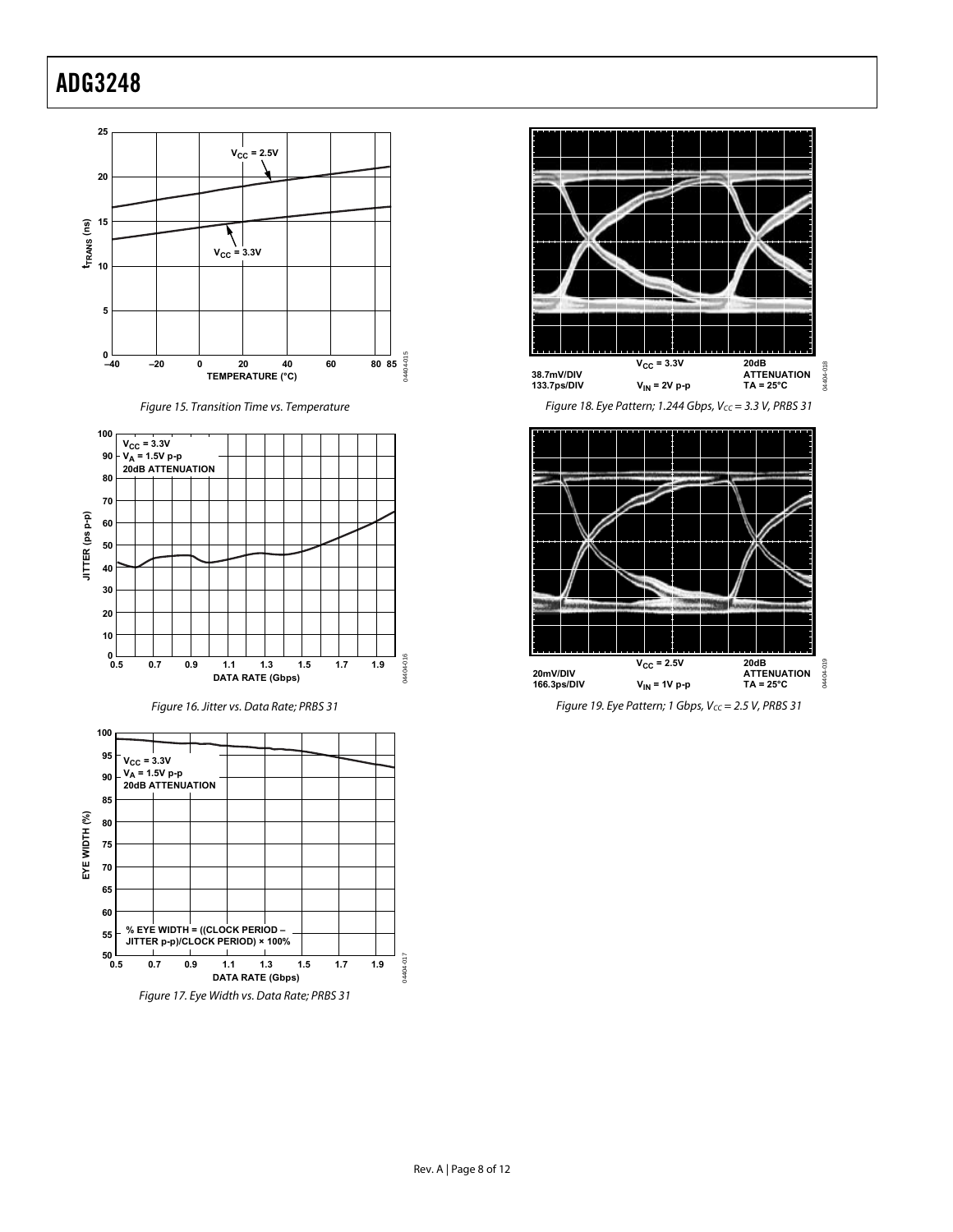Figure 15. Transition Time vs. Temperature

Figure 16. Jitter vs. Data Rate; PRBS 31

Figure 17. Eye Width vs. Data Rate; PRBS 31

Figure 18. Eye Pattern; 1.244 Gbps, $V_{CC}$ = 3.3 V, PRBS 31

Figure 19. Eye Pattern; 1 Gbps, $V_{CC}$ = 2.5 V, PRBS 31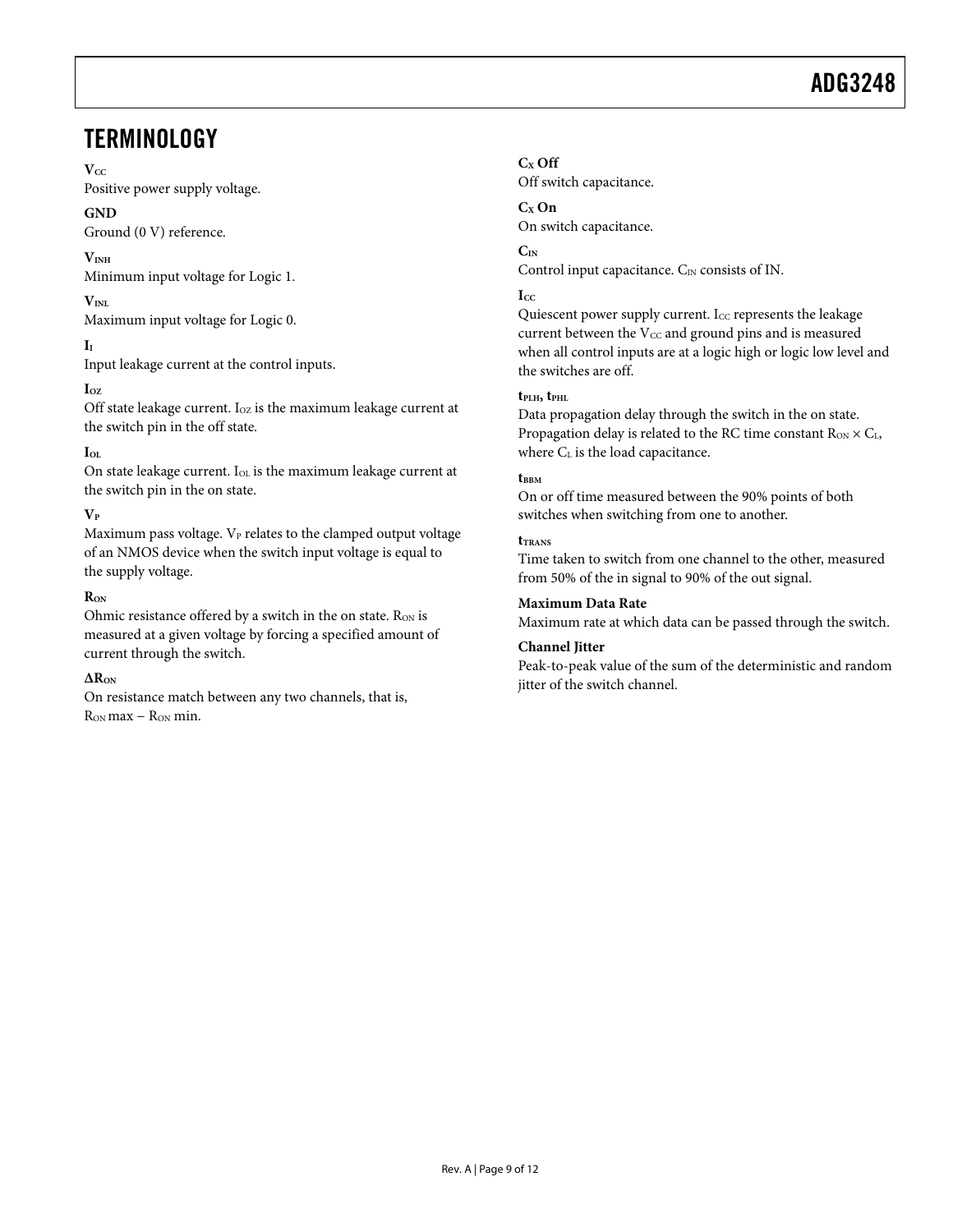# TERMINOLOGY

**$V_{CC}$**
Positive power supply voltage.

**GND**
Ground (0 V) reference.

**$V_{INH}$**
Minimum input voltage for Logic 1.

**$V_{INL}$**
Maximum input voltage for Logic 0.

**$I_I$**
Input leakage current at the control inputs.

**$I_{OZ}$**
Off state leakage current. $I_{OZ}$ is the maximum leakage current at the switch pin in the off state.

**$I_{OL}$**
On state leakage current. $I_{OL}$ is the maximum leakage current at the switch pin in the on state.

**$V_P$**
Maximum pass voltage. $V_P$ relates to the clamped output voltage of an NMOS device when the switch input voltage is equal to the supply voltage.

**$R_{ON}$**
Ohmic resistance offered by a switch in the on state. $R_{ON}$ is measured at a given voltage by forcing a specified amount of current through the switch.

**$\Delta R_{ON}$**
On resistance match between any two channels, that is, $R_{ON}$ max – $R_{ON}$ min.

**$C_X$ Off**
Off switch capacitance.

**$C_X$ On**
On switch capacitance.

**$C_{IN}$**
Control input capacitance. $C_{IN}$ consists of IN.

**$I_{CC}$**
Quiescent power supply current. $I_{CC}$ represents the leakage current between the $V_{CC}$ and ground pins and is measured when all control inputs are at a logic high or logic low level and the switches are off.

**$t_{PLH}$, $t_{PHL}$**
Data propagation delay through the switch in the on state. Propagation delay is related to the RC time constant $R_{ON} \times C_L$, where $C_L$ is the load capacitance.

**$t_{BBM}$**
On or off time measured between the 90% points of both switches when switching from one to another.

**$t_{TRANS}$**
Time taken to switch from one channel to the other, measured from 50% of the in signal to 90% of the out signal.

**Maximum Data Rate**
Maximum rate at which data can be passed through the switch.

**Channel Jitter**
Peak-to-peak value of the sum of the deterministic and random jitter of the switch channel.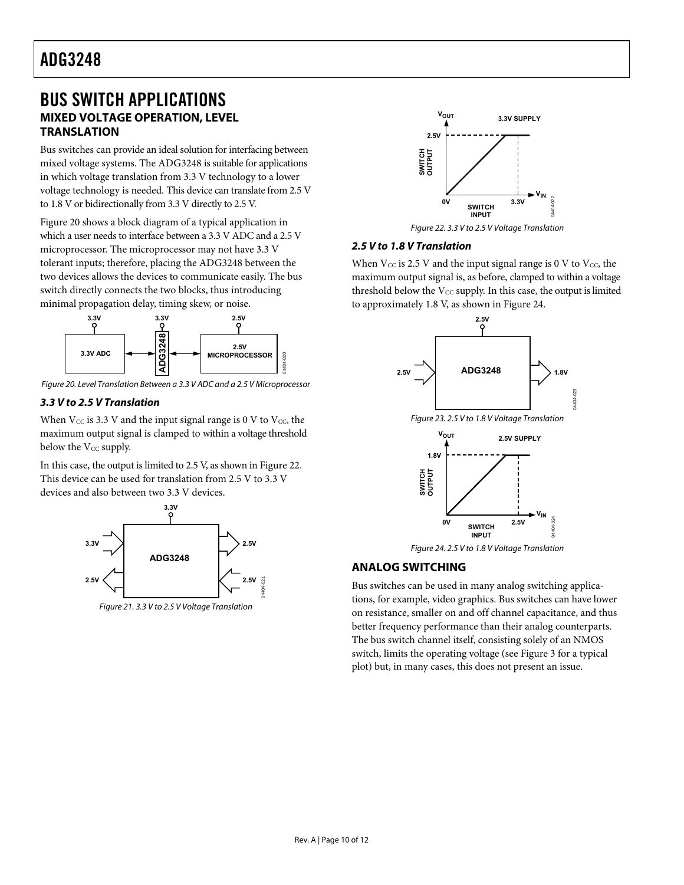# BUS SWITCH APPLICATIONS

## MIXED VOLTAGE OPERATION, LEVEL TRANSLATION

Bus switches can provide an ideal solution for interfacing between mixed voltage systems. The ADG3248 is suitable for applications in which voltage translation from 3.3 V technology to a lower voltage technology is needed. This device can translate from 2.5 V to 1.8 V or bidirectionally from 3.3 V directly to 2.5 V.

Figure 20 shows a block diagram of a typical application in which a user needs to interface between a 3.3 V ADC and a 2.5 V microprocessor. The microprocessor may not have 3.3 V tolerant inputs; therefore, placing the ADG3248 between the two devices allows the devices to communicate easily. The bus switch directly connects the two blocks, thus introducing minimal propagation delay, timing skew, or noise.

*Figure 20. Level Translation Between a 3.3 V ADC and a 2.5 V Microprocessor*

### *3.3 V to 2.5 V Translation*

When $V_{CC}$ is 3.3 V and the input signal range is 0 V to $V_{CC}$, the maximum output signal is clamped to within a voltage threshold below the $V_{CC}$ supply.

In this case, the output is limited to 2.5 V, as shown in Figure 22. This device can be used for translation from 2.5 V to 3.3 V devices and also between two 3.3 V devices.

*Figure 21. 3.3 V to 2.5 V Voltage Translation*

*Figure 22. 3.3 V to 2.5 V Voltage Translation*

### *2.5 V to 1.8 V Translation*

When $V_{CC}$ is 2.5 V and the input signal range is 0 V to $V_{CC}$, the maximum output signal is, as before, clamped to within a voltage threshold below the $V_{CC}$ supply. In this case, the output is limited to approximately 1.8 V, as shown in Figure 24.

*Figure 23. 2.5 V to 1.8 V Voltage Translation*

*Figure 24. 2.5 V to 1.8 V Voltage Translation*

## ANALOG SWITCHING

Bus switches can be used in many analog switching applications, for example, video graphics. Bus switches can have lower on resistance, smaller on and off channel capacitance, and thus better frequency performance than their analog counterparts. The bus switch channel itself, consisting solely of an NMOS switch, limits the operating voltage (see Figure 3 for a typical plot) but, in many cases, this does not present an issue.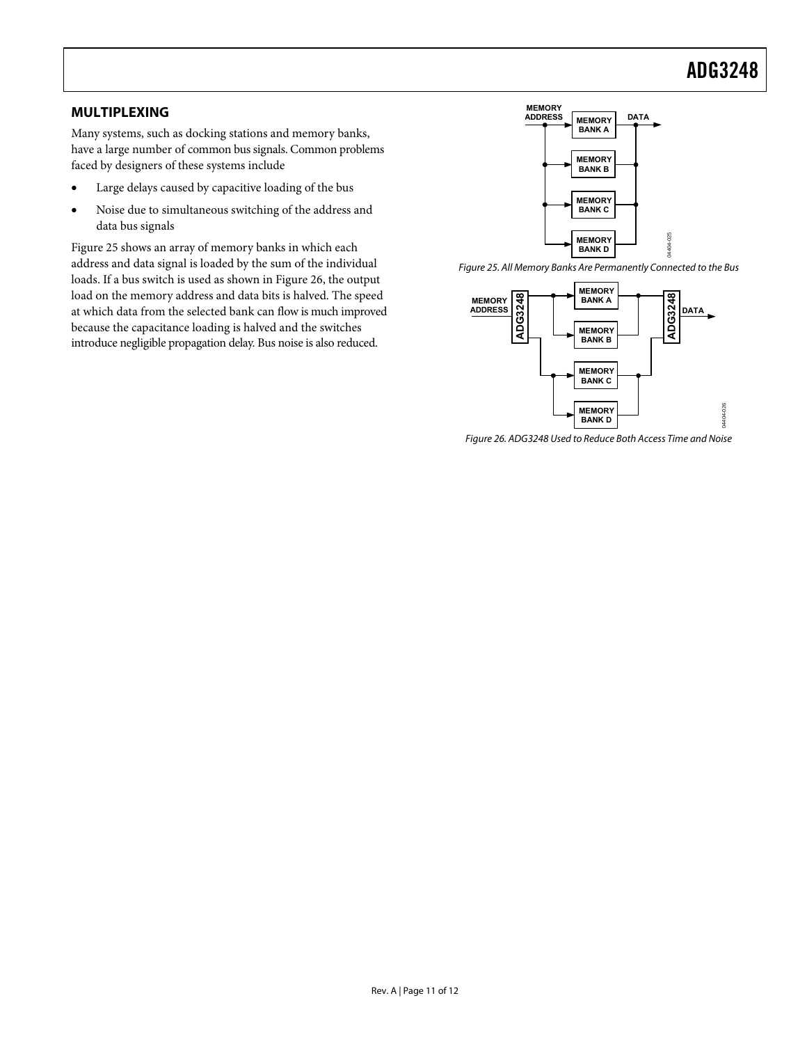## MULTIPLEXING

Many systems, such as docking stations and memory banks, have a large number of common bus signals. Common problems faced by designers of these systems include

- Large delays caused by capacitive loading of the bus
- Noise due to simultaneous switching of the address and data bus signals

Figure 25 shows an array of memory banks in which each address and data signal is loaded by the sum of the individual loads. If a bus switch is used as shown in Figure 26, the output load on the memory address and data bits is halved. The speed at which data from the selected bank can flow is much improved because the capacitance loading is halved and the switches introduce negligible propagation delay. Bus noise is also reduced.

*Figure 25. All Memory Banks Are Permanently Connected to the Bus*

*Figure 26. ADG3248 Used to Reduce Both Access Time and Noise*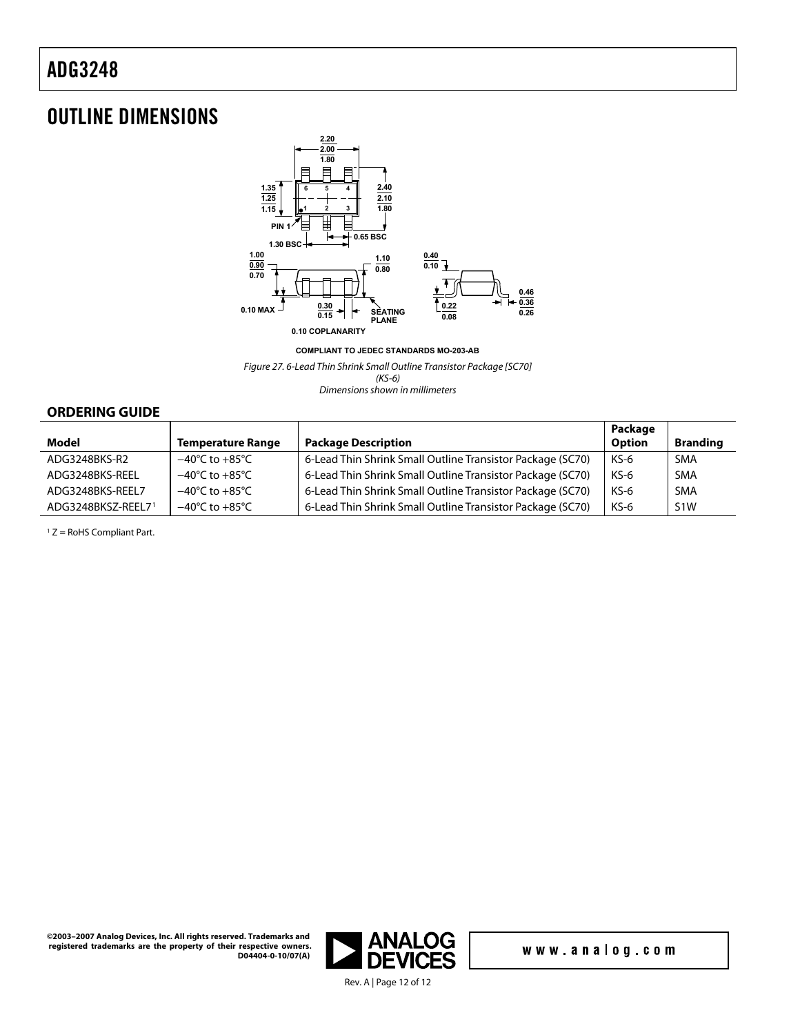## OUTLINE DIMENSIONS

2.20
2.00
1.80

1.35
1.25
1.15

6 5 4

1 2 3

2.40
2.10
1.80

PIN 1

0.65 BSC

1.30 BSC

1.00
0.90
0.70

1.10
0.80

0.40
0.10

0.46
0.36
0.26

0.22
0.08

0.10 MAX

0.30
0.15

SEATING PLANE

0.10 COPLANARITY

COMPLIANT TO JEDEC STANDARDS MO-203-AB

*Figure 27. 6-Lead Thin Shrink Small Outline Transistor Package [SC70] (KS-6) Dimensions shown in millimeters*

### ORDERING GUIDE

| Model | Temperature Range | Package Description | Package Option | Branding |
|---|---|---|---|---|
| ADG3248BKS-R2 | −40°C to +85°C | 6-Lead Thin Shrink Small Outline Transistor Package (SC70) | KS-6 | SMA |
| ADG3248BKS-REEL | −40°C to +85°C | 6-Lead Thin Shrink Small Outline Transistor Package (SC70) | KS-6 | SMA |
| ADG3248BKS-REEL7 | −40°C to +85°C | 6-Lead Thin Shrink Small Outline Transistor Package (SC70) | KS-6 | SMA |
| ADG3248BKSZ-REEL7[1] | −40°C to +85°C | 6-Lead Thin Shrink Small Outline Transistor Package (SC70) | KS-6 | S1W |

[1] Z = RoHS Compliant Part.

©2003–2007 Analog Devices, Inc. All rights reserved. Trademarks and registered trademarks are the property of their respective owners. D04404-0-10/07(A)